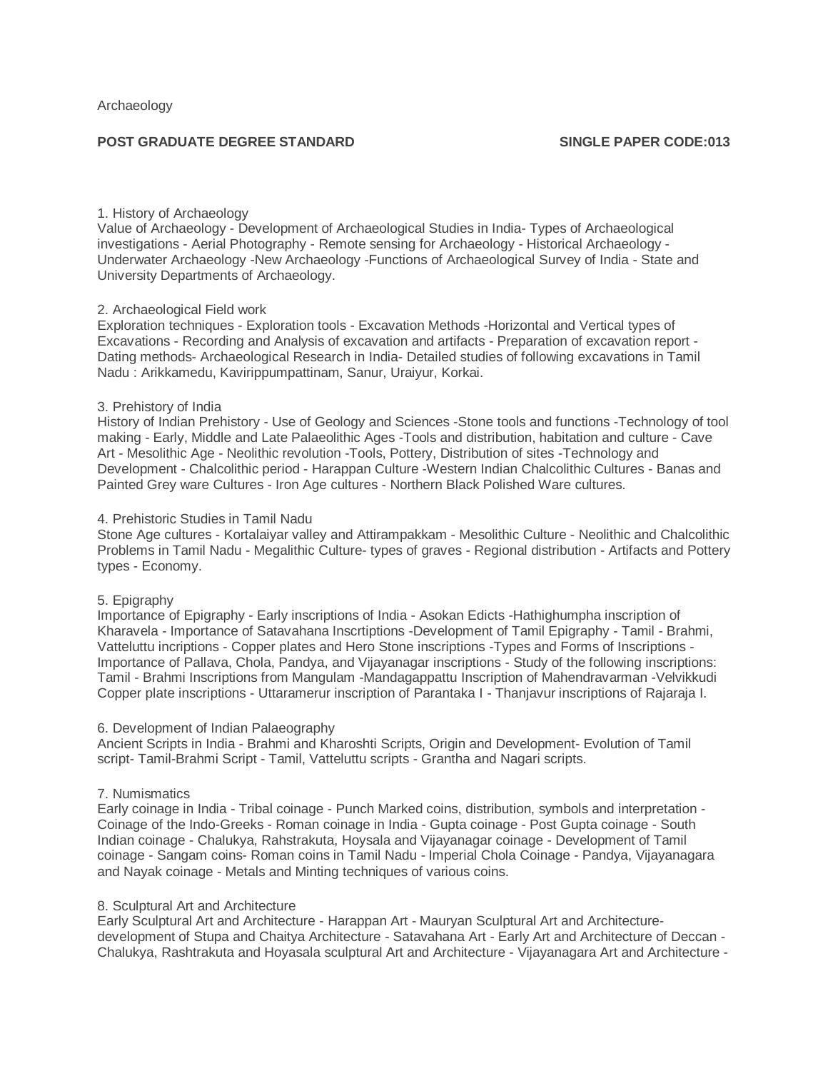Archaeology

**POST GRADUATE DEGREE STANDARD** **SINGLE PAPER CODE:013**

1. History of Archaeology

Value of Archaeology - Development of Archaeological Studies in India- Types of Archaeological investigations - Aerial Photography - Remote sensing for Archaeology - Historical Archaeology - Underwater Archaeology -New Archaeology -Functions of Archaeological Survey of India - State and University Departments of Archaeology.

2. Archaeological Field work

Exploration techniques - Exploration tools - Excavation Methods -Horizontal and Vertical types of Excavations - Recording and Analysis of excavation and artifacts - Preparation of excavation report - Dating methods- Archaeological Research in India- Detailed studies of following excavations in Tamil Nadu : Arikkamedu, Kavirippumpattinam, Sanur, Uraiyur, Korkai.

3. Prehistory of India

History of Indian Prehistory - Use of Geology and Sciences -Stone tools and functions -Technology of tool making - Early, Middle and Late Palaeolithic Ages -Tools and distribution, habitation and culture - Cave Art - Mesolithic Age - Neolithic revolution -Tools, Pottery, Distribution of sites -Technology and Development - Chalcolithic period - Harappan Culture -Western Indian Chalcolithic Cultures - Banas and Painted Grey ware Cultures - Iron Age cultures - Northern Black Polished Ware cultures.

4. Prehistoric Studies in Tamil Nadu

Stone Age cultures - Kortalaiyar valley and Attirampakkam - Mesolithic Culture - Neolithic and Chalcolithic Problems in Tamil Nadu - Megalithic Culture- types of graves - Regional distribution - Artifacts and Pottery types - Economy.

5. Epigraphy

Importance of Epigraphy - Early inscriptions of India - Asokan Edicts -Hathighumpha inscription of Kharavela - Importance of Satavahana Inscrtiptions -Development of Tamil Epigraphy - Tamil - Brahmi, Vatteluttu incriptions - Copper plates and Hero Stone inscriptions -Types and Forms of Inscriptions - Importance of Pallava, Chola, Pandya, and Vijayanagar inscriptions - Study of the following inscriptions: Tamil - Brahmi Inscriptions from Mangulam -Mandagappattu Inscription of Mahendravarman -Velvikkudi Copper plate inscriptions - Uttaramerur inscription of Parantaka I - Thanjavur inscriptions of Rajaraja I.

6. Development of Indian Palaeography

Ancient Scripts in India - Brahmi and Kharoshti Scripts, Origin and Development- Evolution of Tamil script- Tamil-Brahmi Script - Tamil, Vatteluttu scripts - Grantha and Nagari scripts.

7. Numismatics

Early coinage in India - Tribal coinage - Punch Marked coins, distribution, symbols and interpretation - Coinage of the Indo-Greeks - Roman coinage in India - Gupta coinage - Post Gupta coinage - South Indian coinage - Chalukya, Rahstrakuta, Hoysala and Vijayanagar coinage - Development of Tamil coinage - Sangam coins- Roman coins in Tamil Nadu - Imperial Chola Coinage - Pandya, Vijayanagara and Nayak coinage - Metals and Minting techniques of various coins.

8. Sculptural Art and Architecture

Early Sculptural Art and Architecture - Harappan Art - Mauryan Sculptural Art and Architecture- development of Stupa and Chaitya Architecture - Satavahana Art - Early Art and Architecture of Deccan - Chalukya, Rashtrakuta and Hoyasala sculptural Art and Architecture - Vijayanagara Art and Architecture -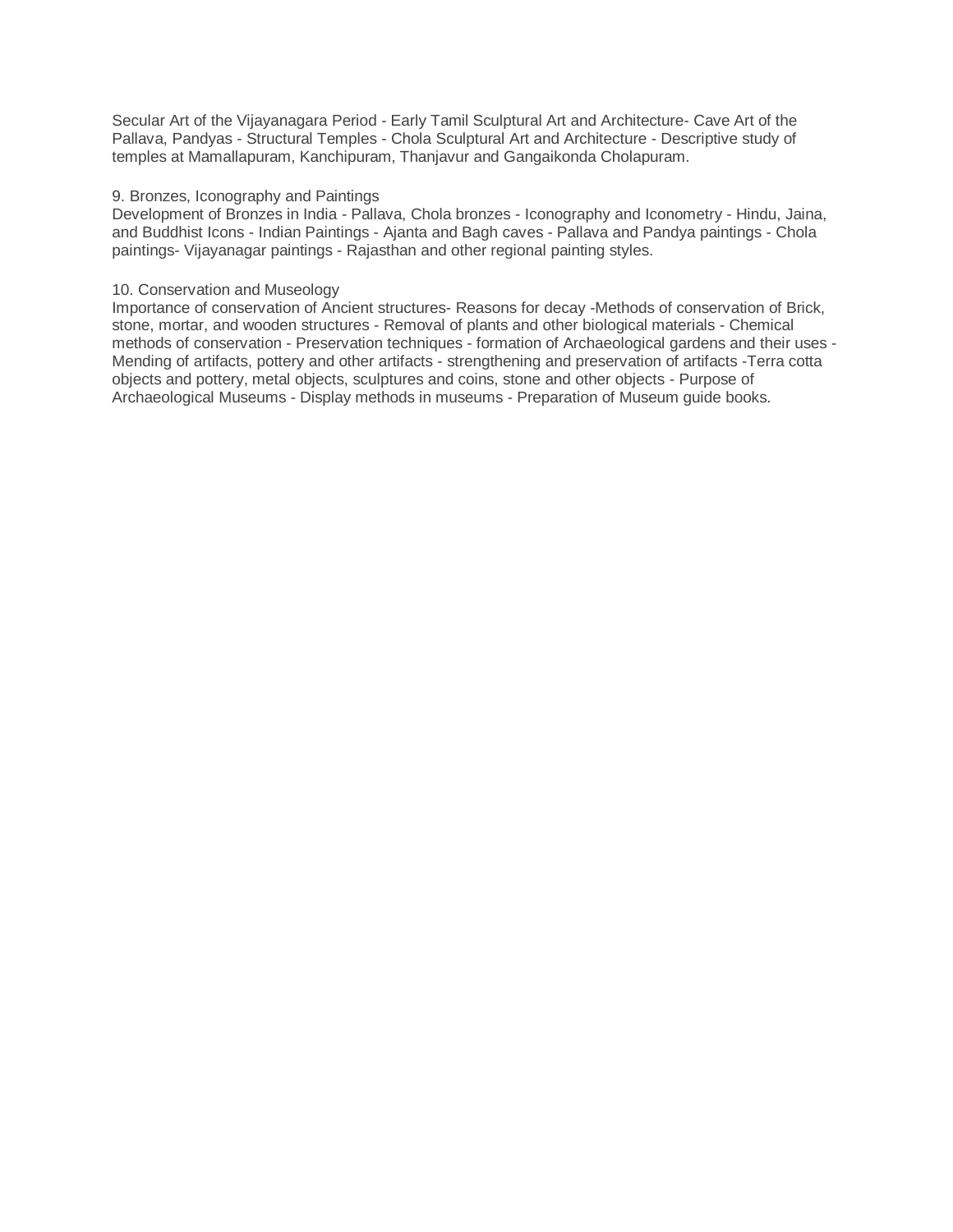Secular Art of the Vijayanagara Period - Early Tamil Sculptural Art and Architecture- Cave Art of the Pallava, Pandyas - Structural Temples - Chola Sculptural Art and Architecture - Descriptive study of temples at Mamallapuram, Kanchipuram, Thanjavur and Gangaikonda Cholapuram.

9. Bronzes, Iconography and Paintings
Development of Bronzes in India - Pallava, Chola bronzes - Iconography and Iconometry - Hindu, Jaina, and Buddhist Icons - Indian Paintings - Ajanta and Bagh caves - Pallava and Pandya paintings - Chola paintings- Vijayanagar paintings - Rajasthan and other regional painting styles.

10. Conservation and Museology
Importance of conservation of Ancient structures- Reasons for decay -Methods of conservation of Brick, stone, mortar, and wooden structures - Removal of plants and other biological materials - Chemical methods of conservation - Preservation techniques - formation of Archaeological gardens and their uses - Mending of artifacts, pottery and other artifacts - strengthening and preservation of artifacts -Terra cotta objects and pottery, metal objects, sculptures and coins, stone and other objects - Purpose of Archaeological Museums - Display methods in museums - Preparation of Museum guide books.